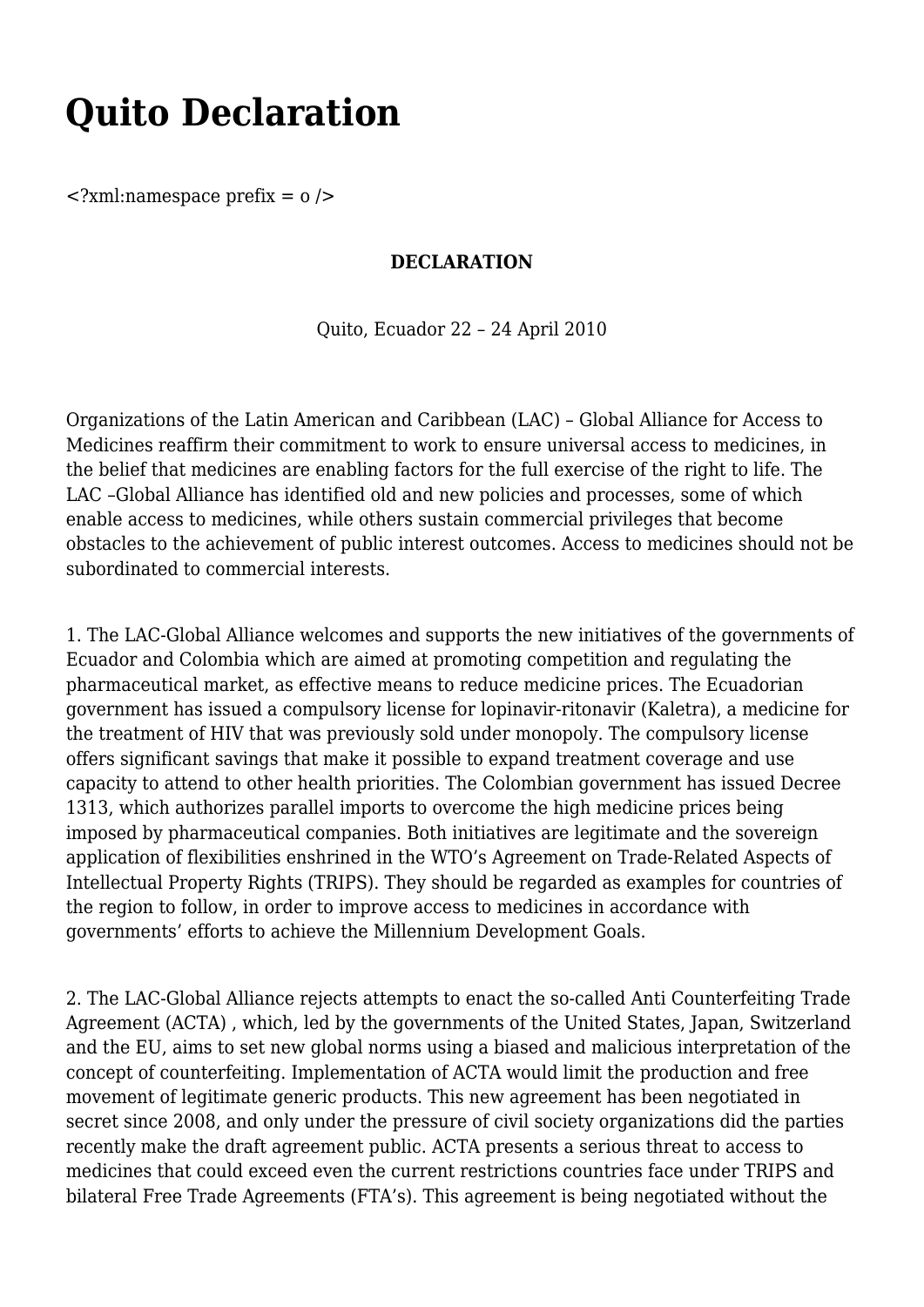# Quito Declaration

<?xml:namespace prefix = o />

**DECLARATION**

Quito, Ecuador 22 – 24 April 2010

Organizations of the Latin American and Caribbean (LAC) – Global Alliance for Access to Medicines reaffirm their commitment to work to ensure universal access to medicines, in the belief that medicines are enabling factors for the full exercise of the right to life. The LAC –Global Alliance has identified old and new policies and processes, some of which enable access to medicines, while others sustain commercial privileges that become obstacles to the achievement of public interest outcomes. Access to medicines should not be subordinated to commercial interests.

1. The LAC-Global Alliance welcomes and supports the new initiatives of the governments of Ecuador and Colombia which are aimed at promoting competition and regulating the pharmaceutical market, as effective means to reduce medicine prices. The Ecuadorian government has issued a compulsory license for lopinavir-ritonavir (Kaletra), a medicine for the treatment of HIV that was previously sold under monopoly. The compulsory license offers significant savings that make it possible to expand treatment coverage and use capacity to attend to other health priorities. The Colombian government has issued Decree 1313, which authorizes parallel imports to overcome the high medicine prices being imposed by pharmaceutical companies. Both initiatives are legitimate and the sovereign application of flexibilities enshrined in the WTO's Agreement on Trade-Related Aspects of Intellectual Property Rights (TRIPS). They should be regarded as examples for countries of the region to follow, in order to improve access to medicines in accordance with governments' efforts to achieve the Millennium Development Goals.

2. The LAC-Global Alliance rejects attempts to enact the so-called Anti Counterfeiting Trade Agreement (ACTA) , which, led by the governments of the United States, Japan, Switzerland and the EU, aims to set new global norms using a biased and malicious interpretation of the concept of counterfeiting. Implementation of ACTA would limit the production and free movement of legitimate generic products. This new agreement has been negotiated in secret since 2008, and only under the pressure of civil society organizations did the parties recently make the draft agreement public. ACTA presents a serious threat to access to medicines that could exceed even the current restrictions countries face under TRIPS and bilateral Free Trade Agreements (FTA's). This agreement is being negotiated without the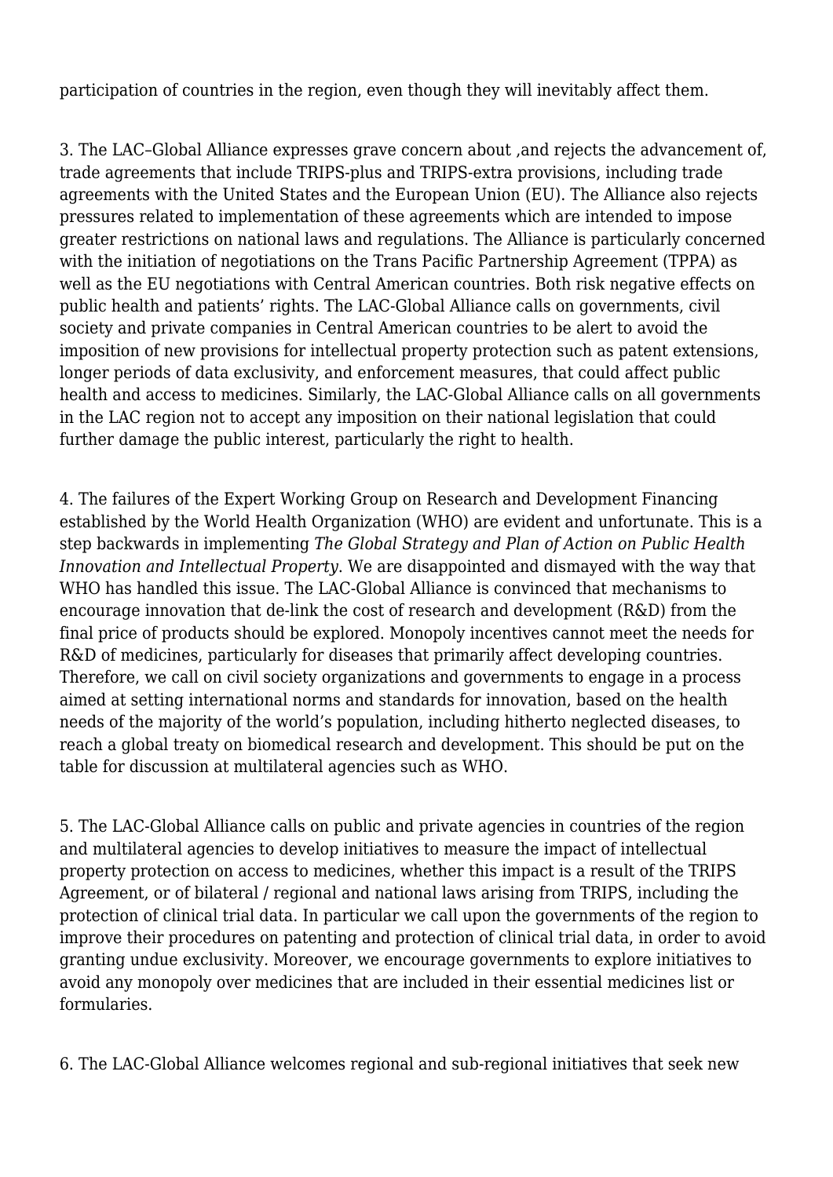participation of countries in the region, even though they will inevitably affect them.

3. The LAC–Global Alliance expresses grave concern about ,and rejects the advancement of, trade agreements that include TRIPS-plus and TRIPS-extra provisions, including trade agreements with the United States and the European Union (EU). The Alliance also rejects pressures related to implementation of these agreements which are intended to impose greater restrictions on national laws and regulations. The Alliance is particularly concerned with the initiation of negotiations on the Trans Pacific Partnership Agreement (TPPA) as well as the EU negotiations with Central American countries. Both risk negative effects on public health and patients' rights. The LAC-Global Alliance calls on governments, civil society and private companies in Central American countries to be alert to avoid the imposition of new provisions for intellectual property protection such as patent extensions, longer periods of data exclusivity, and enforcement measures, that could affect public health and access to medicines. Similarly, the LAC-Global Alliance calls on all governments in the LAC region not to accept any imposition on their national legislation that could further damage the public interest, particularly the right to health.

4. The failures of the Expert Working Group on Research and Development Financing established by the World Health Organization (WHO) are evident and unfortunate. This is a step backwards in implementing *The Global Strategy and Plan of Action on Public Health Innovation and Intellectual Property*. We are disappointed and dismayed with the way that WHO has handled this issue. The LAC-Global Alliance is convinced that mechanisms to encourage innovation that de-link the cost of research and development (R&D) from the final price of products should be explored. Monopoly incentives cannot meet the needs for R&D of medicines, particularly for diseases that primarily affect developing countries. Therefore, we call on civil society organizations and governments to engage in a process aimed at setting international norms and standards for innovation, based on the health needs of the majority of the world's population, including hitherto neglected diseases, to reach a global treaty on biomedical research and development. This should be put on the table for discussion at multilateral agencies such as WHO.

5. The LAC-Global Alliance calls on public and private agencies in countries of the region and multilateral agencies to develop initiatives to measure the impact of intellectual property protection on access to medicines, whether this impact is a result of the TRIPS Agreement, or of bilateral / regional and national laws arising from TRIPS, including the protection of clinical trial data. In particular we call upon the governments of the region to improve their procedures on patenting and protection of clinical trial data, in order to avoid granting undue exclusivity. Moreover, we encourage governments to explore initiatives to avoid any monopoly over medicines that are included in their essential medicines list or formularies.

6. The LAC-Global Alliance welcomes regional and sub-regional initiatives that seek new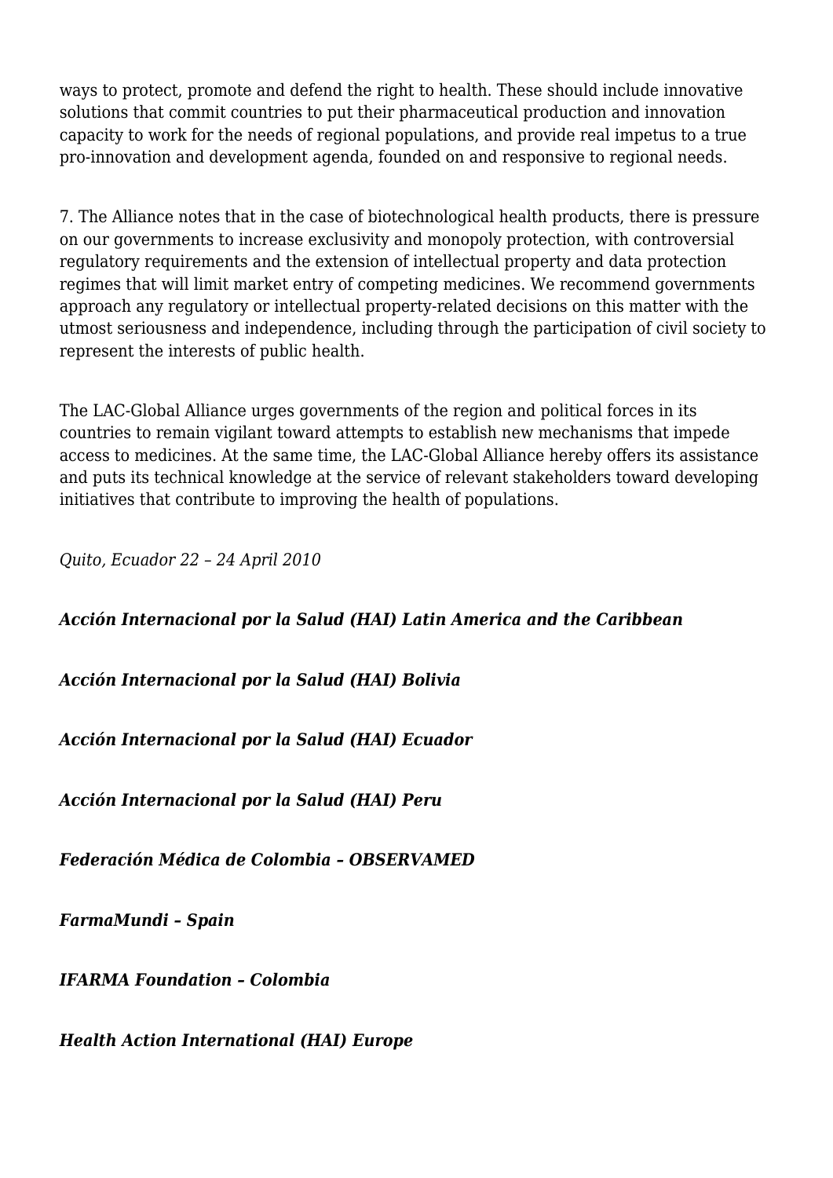ways to protect, promote and defend the right to health. These should include innovative solutions that commit countries to put their pharmaceutical production and innovation capacity to work for the needs of regional populations, and provide real impetus to a true pro-innovation and development agenda, founded on and responsive to regional needs.

7. The Alliance notes that in the case of biotechnological health products, there is pressure on our governments to increase exclusivity and monopoly protection, with controversial regulatory requirements and the extension of intellectual property and data protection regimes that will limit market entry of competing medicines. We recommend governments approach any regulatory or intellectual property-related decisions on this matter with the utmost seriousness and independence, including through the participation of civil society to represent the interests of public health.

The LAC-Global Alliance urges governments of the region and political forces in its countries to remain vigilant toward attempts to establish new mechanisms that impede access to medicines. At the same time, the LAC-Global Alliance hereby offers its assistance and puts its technical knowledge at the service of relevant stakeholders toward developing initiatives that contribute to improving the health of populations.

*Quito, Ecuador 22 – 24 April 2010*

***Acción Internacional por la Salud (HAI) Latin America and the Caribbean***

***Acción Internacional por la Salud (HAI) Bolivia***

***Acción Internacional por la Salud (HAI) Ecuador***

***Acción Internacional por la Salud (HAI) Peru***

***Federación Médica de Colombia – OBSERVAMED***

***FarmaMundi – Spain***

***IFARMA Foundation – Colombia***

***Health Action International (HAI) Europe***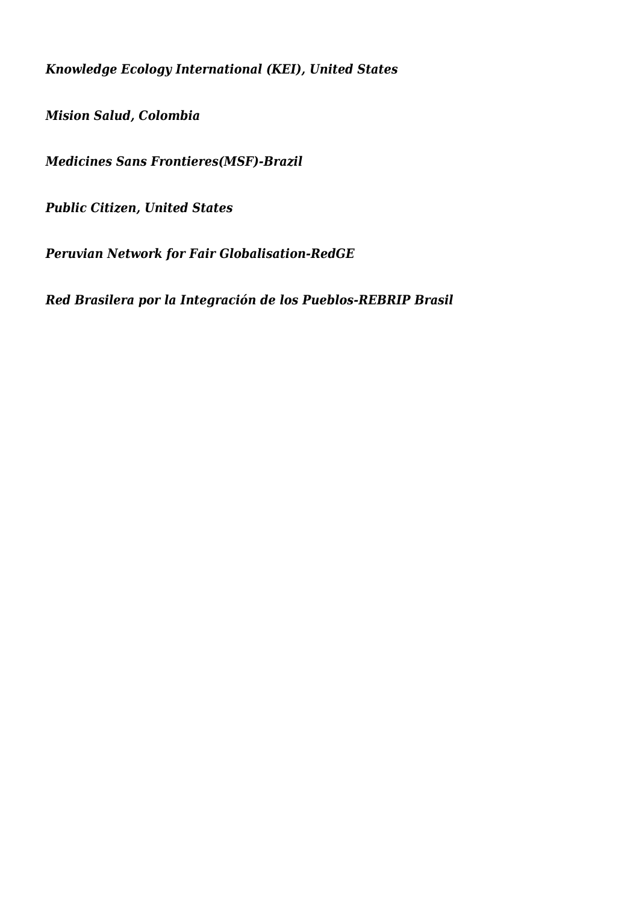***Knowledge Ecology International (KEI), United States***

***Mision Salud, Colombia***

***Medicines Sans Frontieres(MSF)-Brazil***

***Public Citizen, United States***

***Peruvian Network for Fair Globalisation-RedGE***

***Red Brasilera por la Integración de los Pueblos-REBRIP Brasil***